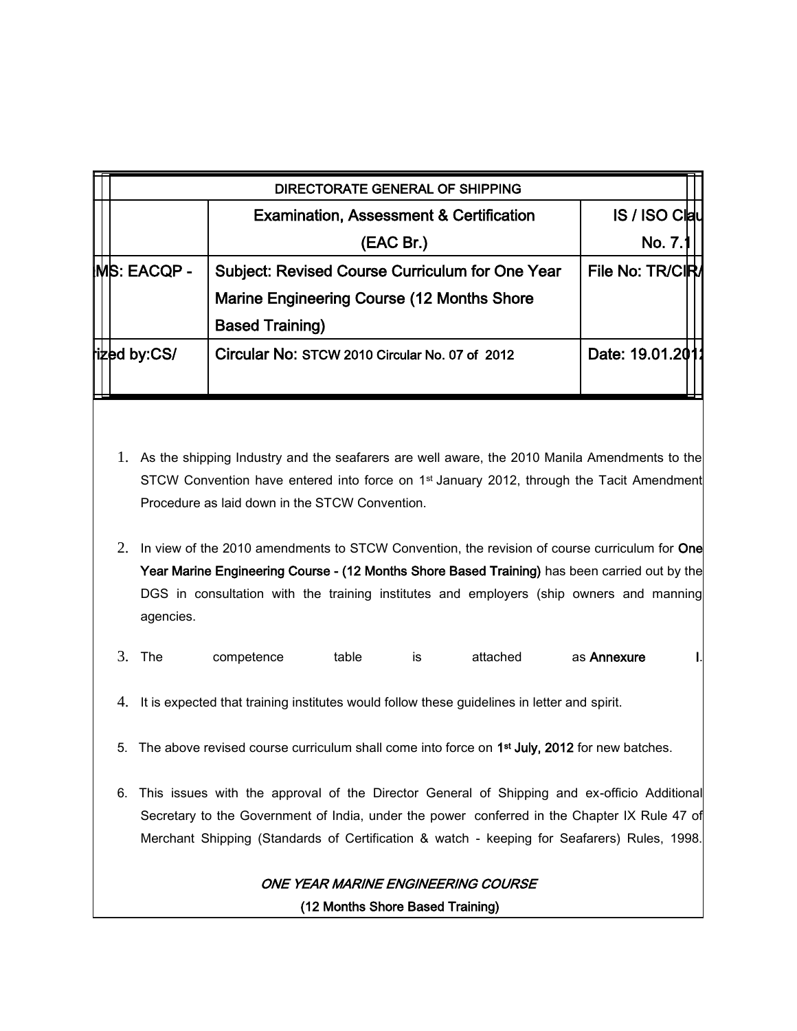| DIRECTORATE GENERAL OF SHIPPING | | |
|---|---|---|
| | Examination, Assessment & Certification (EAC Br.) | IS / ISO Clau No. 7.1 |
| MS: EACQP - | Subject: Revised Course Curriculum for One Year Marine Engineering Course (12 Months Shore Based Training) | File No: TR/CIR/ |
| rized by:CS/ | Circular No: STCW 2010 Circular No. 07 of 2012 | Date: 19.01.201 |

1. As the shipping Industry and the seafarers are well aware, the 2010 Manila Amendments to the STCW Convention have entered into force on 1st January 2012, through the Tacit Amendment Procedure as laid down in the STCW Convention.

2. In view of the 2010 amendments to STCW Convention, the revision of course curriculum for **One Year Marine Engineering Course - (12 Months Shore Based Training)** has been carried out by the DGS in consultation with the training institutes and employers (ship owners and manning agencies.

3. The competence table is attached as **Annexure I**.

4. It is expected that training institutes would follow these guidelines in letter and spirit.

5. The above revised course curriculum shall come into force on **1st July, 2012** for new batches.

6. This issues with the approval of the Director General of Shipping and ex-officio Additional Secretary to the Government of India, under the power conferred in the Chapter IX Rule 47 of Merchant Shipping (Standards of Certification & watch - keeping for Seafarers) Rules, 1998.

***ONE YEAR MARINE ENGINEERING COURSE***

**(12 Months Shore Based Training)**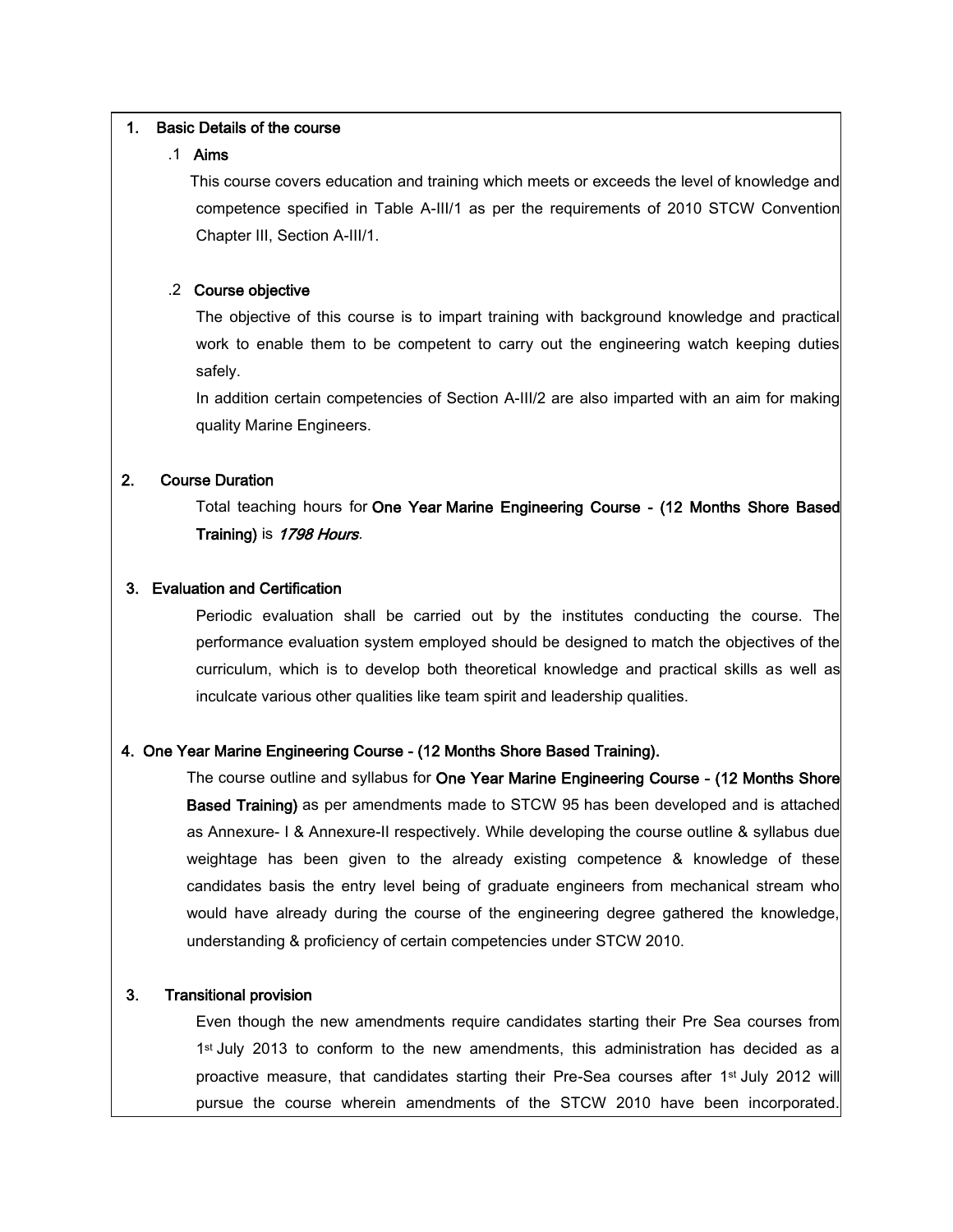## 1. Basic Details of the course

### .1 Aims

This course covers education and training which meets or exceeds the level of knowledge and competence specified in Table A-III/1 as per the requirements of 2010 STCW Convention Chapter III, Section A-III/1.

### .2 Course objective

The objective of this course is to impart training with background knowledge and practical work to enable them to be competent to carry out the engineering watch keeping duties safely.

In addition certain competencies of Section A-III/2 are also imparted with an aim for making quality Marine Engineers.

## 2. Course Duration

Total teaching hours for **One Year Marine Engineering Course - (12 Months Shore Based Training)** is ***1798 Hours***.

## 3. Evaluation and Certification

Periodic evaluation shall be carried out by the institutes conducting the course. The performance evaluation system employed should be designed to match the objectives of the curriculum, which is to develop both theoretical knowledge and practical skills as well as inculcate various other qualities like team spirit and leadership qualities.

## 4. One Year Marine Engineering Course - (12 Months Shore Based Training).

The course outline and syllabus for **One Year Marine Engineering Course - (12 Months Shore Based Training)** as per amendments made to STCW 95 has been developed and is attached as Annexure- I & Annexure-II respectively. While developing the course outline & syllabus due weightage has been given to the already existing competence & knowledge of these candidates basis the entry level being of graduate engineers from mechanical stream who would have already during the course of the engineering degree gathered the knowledge, understanding & proficiency of certain competencies under STCW 2010.

## 3. Transitional provision

Even though the new amendments require candidates starting their Pre Sea courses from 1st July 2013 to conform to the new amendments, this administration has decided as a proactive measure, that candidates starting their Pre-Sea courses after 1st July 2012 will pursue the course wherein amendments of the STCW 2010 have been incorporated.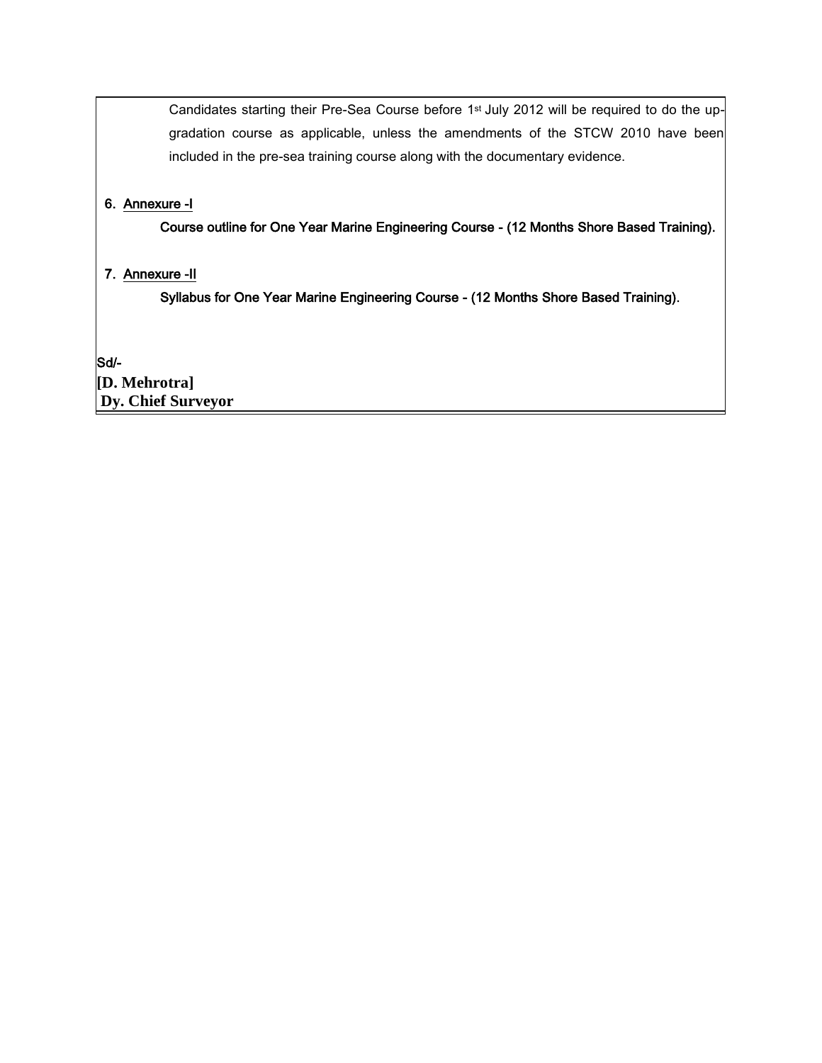Candidates starting their Pre-Sea Course before 1st July 2012 will be required to do the up-gradation course as applicable, unless the amendments of the STCW 2010 have been included in the pre-sea training course along with the documentary evidence.

6. Annexure -I

**Course outline for One Year Marine Engineering Course - (12 Months Shore Based Training).**

7. Annexure -II

**Syllabus for One Year Marine Engineering Course - (12 Months Shore Based Training).**

Sd/-
**[D. Mehrotra]**
**Dy. Chief Surveyor**